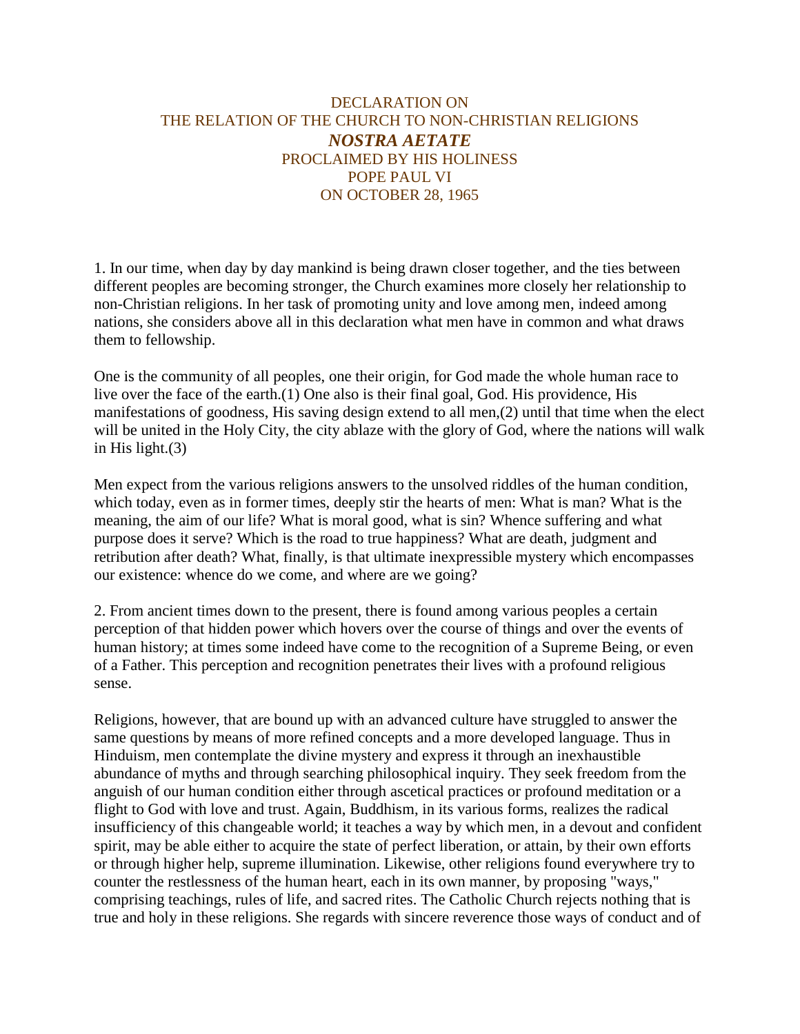# DECLARATION ON THE RELATION OF THE CHURCH TO NON-CHRISTIAN RELIGIONS

## *NOSTRA AETATE*

### PROCLAIMED BY HIS HOLINESS POPE PAUL VI ON OCTOBER 28, 1965

1. In our time, when day by day mankind is being drawn closer together, and the ties between different peoples are becoming stronger, the Church examines more closely her relationship to non-Christian religions. In her task of promoting unity and love among men, indeed among nations, she considers above all in this declaration what men have in common and what draws them to fellowship.

One is the community of all peoples, one their origin, for God made the whole human race to live over the face of the earth.(1) One also is their final goal, God. His providence, His manifestations of goodness, His saving design extend to all men,(2) until that time when the elect will be united in the Holy City, the city ablaze with the glory of God, where the nations will walk in His light.(3)

Men expect from the various religions answers to the unsolved riddles of the human condition, which today, even as in former times, deeply stir the hearts of men: What is man? What is the meaning, the aim of our life? What is moral good, what is sin? Whence suffering and what purpose does it serve? Which is the road to true happiness? What are death, judgment and retribution after death? What, finally, is that ultimate inexpressible mystery which encompasses our existence: whence do we come, and where are we going?

2. From ancient times down to the present, there is found among various peoples a certain perception of that hidden power which hovers over the course of things and over the events of human history; at times some indeed have come to the recognition of a Supreme Being, or even of a Father. This perception and recognition penetrates their lives with a profound religious sense.

Religions, however, that are bound up with an advanced culture have struggled to answer the same questions by means of more refined concepts and a more developed language. Thus in Hinduism, men contemplate the divine mystery and express it through an inexhaustible abundance of myths and through searching philosophical inquiry. They seek freedom from the anguish of our human condition either through ascetical practices or profound meditation or a flight to God with love and trust. Again, Buddhism, in its various forms, realizes the radical insufficiency of this changeable world; it teaches a way by which men, in a devout and confident spirit, may be able either to acquire the state of perfect liberation, or attain, by their own efforts or through higher help, supreme illumination. Likewise, other religions found everywhere try to counter the restlessness of the human heart, each in its own manner, by proposing "ways," comprising teachings, rules of life, and sacred rites. The Catholic Church rejects nothing that is true and holy in these religions. She regards with sincere reverence those ways of conduct and of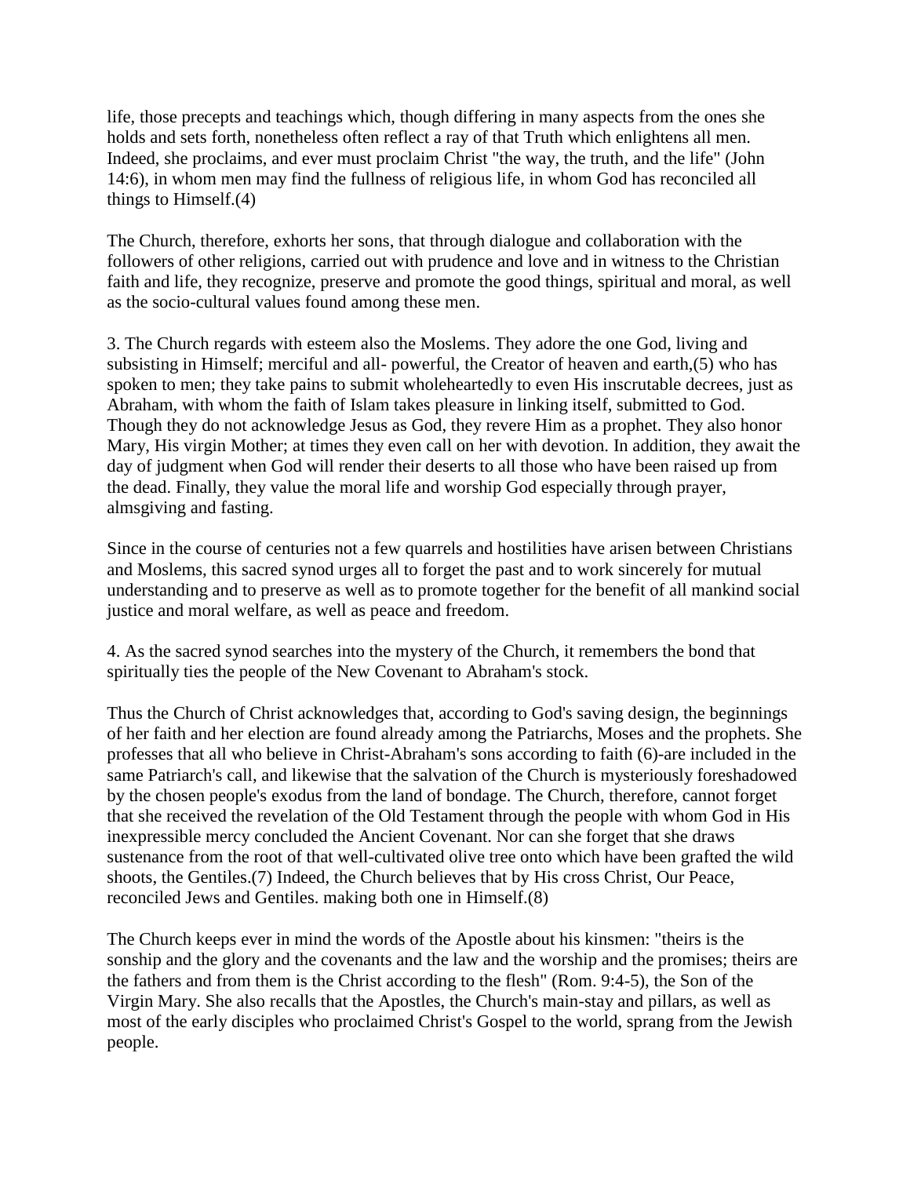life, those precepts and teachings which, though differing in many aspects from the ones she holds and sets forth, nonetheless often reflect a ray of that Truth which enlightens all men. Indeed, she proclaims, and ever must proclaim Christ "the way, the truth, and the life" (John 14:6), in whom men may find the fullness of religious life, in whom God has reconciled all things to Himself.(4)

The Church, therefore, exhorts her sons, that through dialogue and collaboration with the followers of other religions, carried out with prudence and love and in witness to the Christian faith and life, they recognize, preserve and promote the good things, spiritual and moral, as well as the socio-cultural values found among these men.

3. The Church regards with esteem also the Moslems. They adore the one God, living and subsisting in Himself; merciful and all- powerful, the Creator of heaven and earth,(5) who has spoken to men; they take pains to submit wholeheartedly to even His inscrutable decrees, just as Abraham, with whom the faith of Islam takes pleasure in linking itself, submitted to God. Though they do not acknowledge Jesus as God, they revere Him as a prophet. They also honor Mary, His virgin Mother; at times they even call on her with devotion. In addition, they await the day of judgment when God will render their deserts to all those who have been raised up from the dead. Finally, they value the moral life and worship God especially through prayer, almsgiving and fasting.

Since in the course of centuries not a few quarrels and hostilities have arisen between Christians and Moslems, this sacred synod urges all to forget the past and to work sincerely for mutual understanding and to preserve as well as to promote together for the benefit of all mankind social justice and moral welfare, as well as peace and freedom.

4. As the sacred synod searches into the mystery of the Church, it remembers the bond that spiritually ties the people of the New Covenant to Abraham's stock.

Thus the Church of Christ acknowledges that, according to God's saving design, the beginnings of her faith and her election are found already among the Patriarchs, Moses and the prophets. She professes that all who believe in Christ-Abraham's sons according to faith (6)-are included in the same Patriarch's call, and likewise that the salvation of the Church is mysteriously foreshadowed by the chosen people's exodus from the land of bondage. The Church, therefore, cannot forget that she received the revelation of the Old Testament through the people with whom God in His inexpressible mercy concluded the Ancient Covenant. Nor can she forget that she draws sustenance from the root of that well-cultivated olive tree onto which have been grafted the wild shoots, the Gentiles.(7) Indeed, the Church believes that by His cross Christ, Our Peace, reconciled Jews and Gentiles. making both one in Himself.(8)

The Church keeps ever in mind the words of the Apostle about his kinsmen: "theirs is the sonship and the glory and the covenants and the law and the worship and the promises; theirs are the fathers and from them is the Christ according to the flesh" (Rom. 9:4-5), the Son of the Virgin Mary. She also recalls that the Apostles, the Church's main-stay and pillars, as well as most of the early disciples who proclaimed Christ's Gospel to the world, sprang from the Jewish people.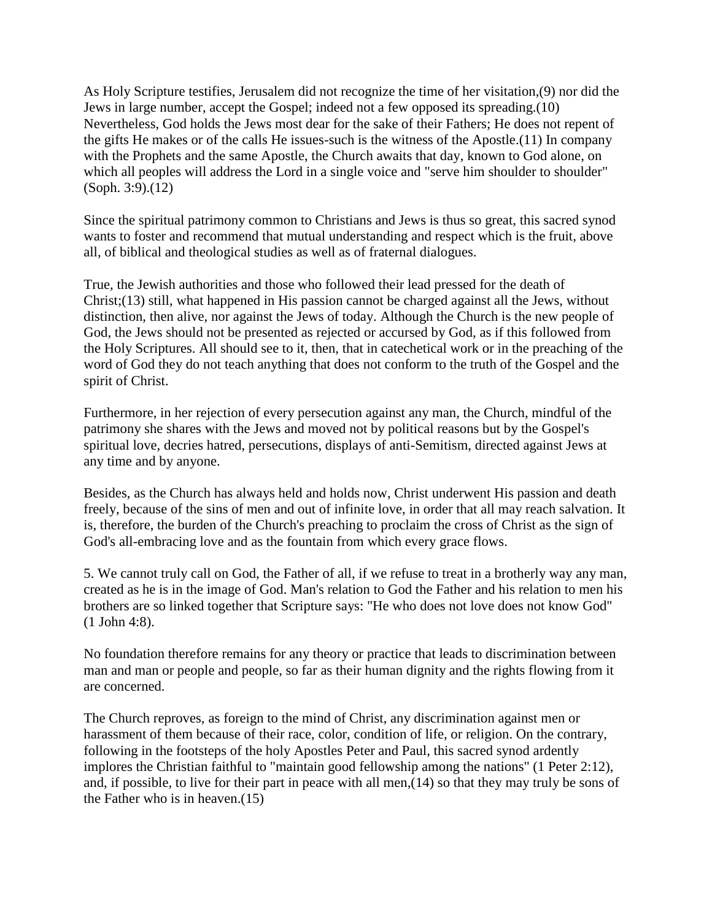As Holy Scripture testifies, Jerusalem did not recognize the time of her visitation,(9) nor did the Jews in large number, accept the Gospel; indeed not a few opposed its spreading.(10) Nevertheless, God holds the Jews most dear for the sake of their Fathers; He does not repent of the gifts He makes or of the calls He issues-such is the witness of the Apostle.(11) In company with the Prophets and the same Apostle, the Church awaits that day, known to God alone, on which all peoples will address the Lord in a single voice and "serve him shoulder to shoulder" (Soph. 3:9).(12)

Since the spiritual patrimony common to Christians and Jews is thus so great, this sacred synod wants to foster and recommend that mutual understanding and respect which is the fruit, above all, of biblical and theological studies as well as of fraternal dialogues.

True, the Jewish authorities and those who followed their lead pressed for the death of Christ;(13) still, what happened in His passion cannot be charged against all the Jews, without distinction, then alive, nor against the Jews of today. Although the Church is the new people of God, the Jews should not be presented as rejected or accursed by God, as if this followed from the Holy Scriptures. All should see to it, then, that in catechetical work or in the preaching of the word of God they do not teach anything that does not conform to the truth of the Gospel and the spirit of Christ.

Furthermore, in her rejection of every persecution against any man, the Church, mindful of the patrimony she shares with the Jews and moved not by political reasons but by the Gospel's spiritual love, decries hatred, persecutions, displays of anti-Semitism, directed against Jews at any time and by anyone.

Besides, as the Church has always held and holds now, Christ underwent His passion and death freely, because of the sins of men and out of infinite love, in order that all may reach salvation. It is, therefore, the burden of the Church's preaching to proclaim the cross of Christ as the sign of God's all-embracing love and as the fountain from which every grace flows.

5. We cannot truly call on God, the Father of all, if we refuse to treat in a brotherly way any man, created as he is in the image of God. Man's relation to God the Father and his relation to men his brothers are so linked together that Scripture says: "He who does not love does not know God" (1 John 4:8).

No foundation therefore remains for any theory or practice that leads to discrimination between man and man or people and people, so far as their human dignity and the rights flowing from it are concerned.

The Church reproves, as foreign to the mind of Christ, any discrimination against men or harassment of them because of their race, color, condition of life, or religion. On the contrary, following in the footsteps of the holy Apostles Peter and Paul, this sacred synod ardently implores the Christian faithful to "maintain good fellowship among the nations" (1 Peter 2:12), and, if possible, to live for their part in peace with all men,(14) so that they may truly be sons of the Father who is in heaven.(15)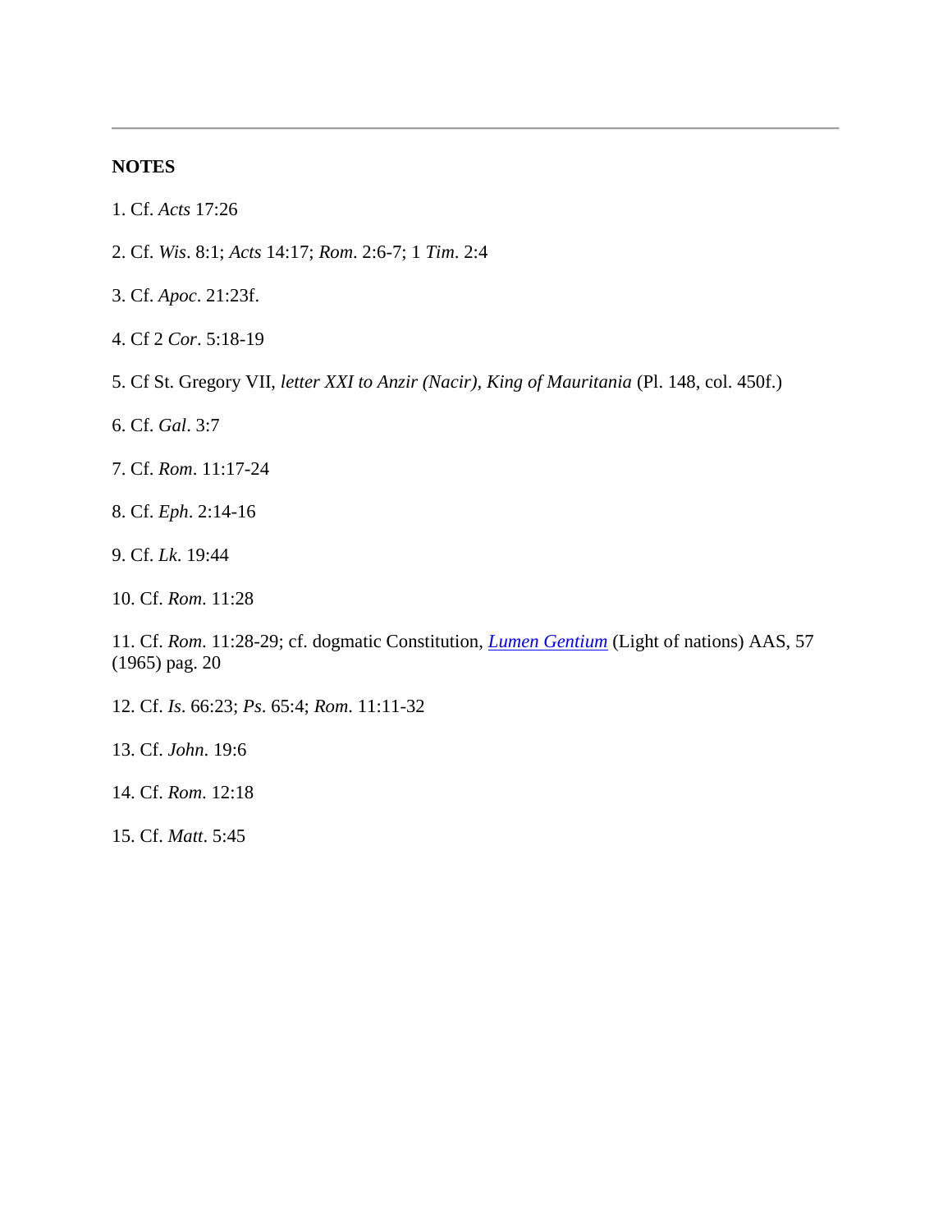---

**NOTES**

1. Cf. *Acts* 17:26

2. Cf. *Wis*. 8:1; *Acts* 14:17; *Rom*. 2:6-7; 1 *Tim*. 2:4

3. Cf. *Apoc*. 21:23f.

4. Cf 2 *Cor*. 5:18-19

5. Cf St. Gregory VII, *letter XXI to Anzir (Nacir), King of Mauritania* (Pl. 148, col. 450f.)

6. Cf. *Gal*. 3:7

7. Cf. *Rom*. 11:17-24

8. Cf. *Eph*. 2:14-16

9. Cf. *Lk*. 19:44

10. Cf. *Rom*. 11:28

11. Cf. *Rom*. 11:28-29; cf. dogmatic Constitution, *Lumen Gentium* (Light of nations) AAS, 57 (1965) pag. 20

12. Cf. *Is*. 66:23; *Ps*. 65:4; *Rom*. 11:11-32

13. Cf. *John*. 19:6

14. Cf. *Rom*. 12:18

15. Cf. *Matt*. 5:45